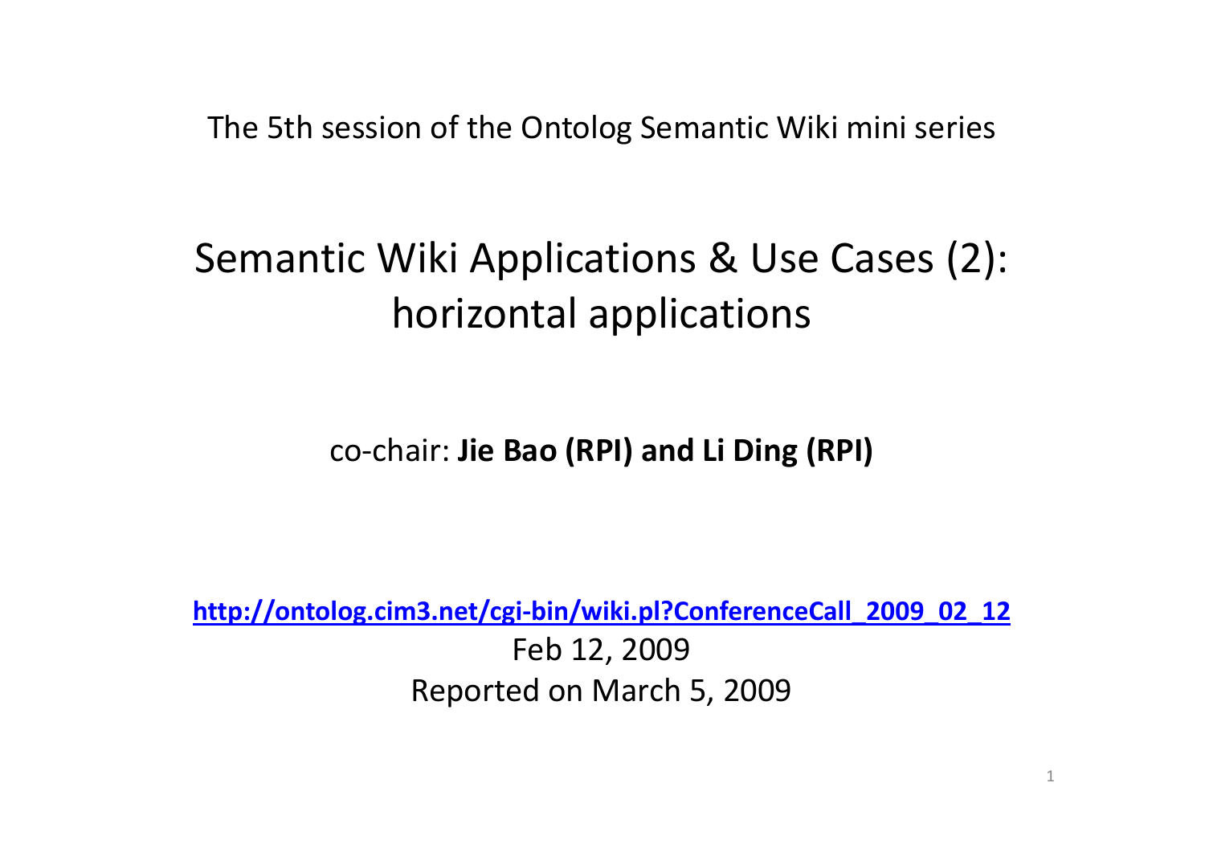The 5th session of the Ontolog Semantic Wiki mini series

# Semantic Wiki Applications & Use Cases (2): horizontal applications

co-chair: **Jie Bao (RPI) and Li Ding (RPI)**

**http://ontolog.cim3.net/cgi-bin/wiki.pl?ConferenceCall_2009_02_12**

Feb 12, 2009

Reported on March 5, 2009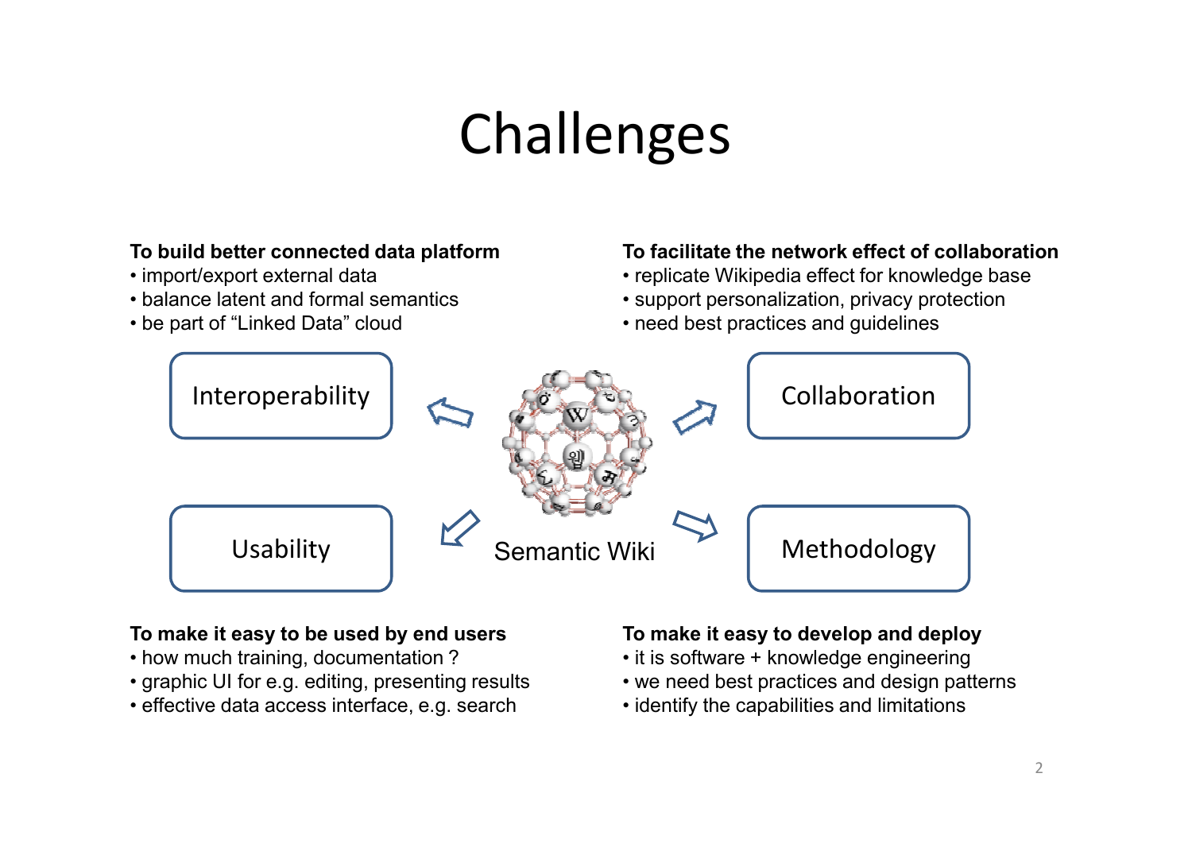# Challenges

**To build better connected data platform**
- import/export external data
- balance latent and formal semantics
- be part of "Linked Data" cloud

**To facilitate the network effect of collaboration**
- replicate Wikipedia effect for knowledge base
- support personalization, privacy protection
- need best practices and guidelines

Interoperability

Collaboration

Semantic Wiki

Usability

Methodology

**To make it easy to be used by end users**
- how much training, documentation ?
- graphic UI for e.g. editing, presenting results
- effective data access interface, e.g. search

**To make it easy to develop and deploy**
- it is software + knowledge engineering
- we need best practices and design patterns
- identify the capabilities and limitations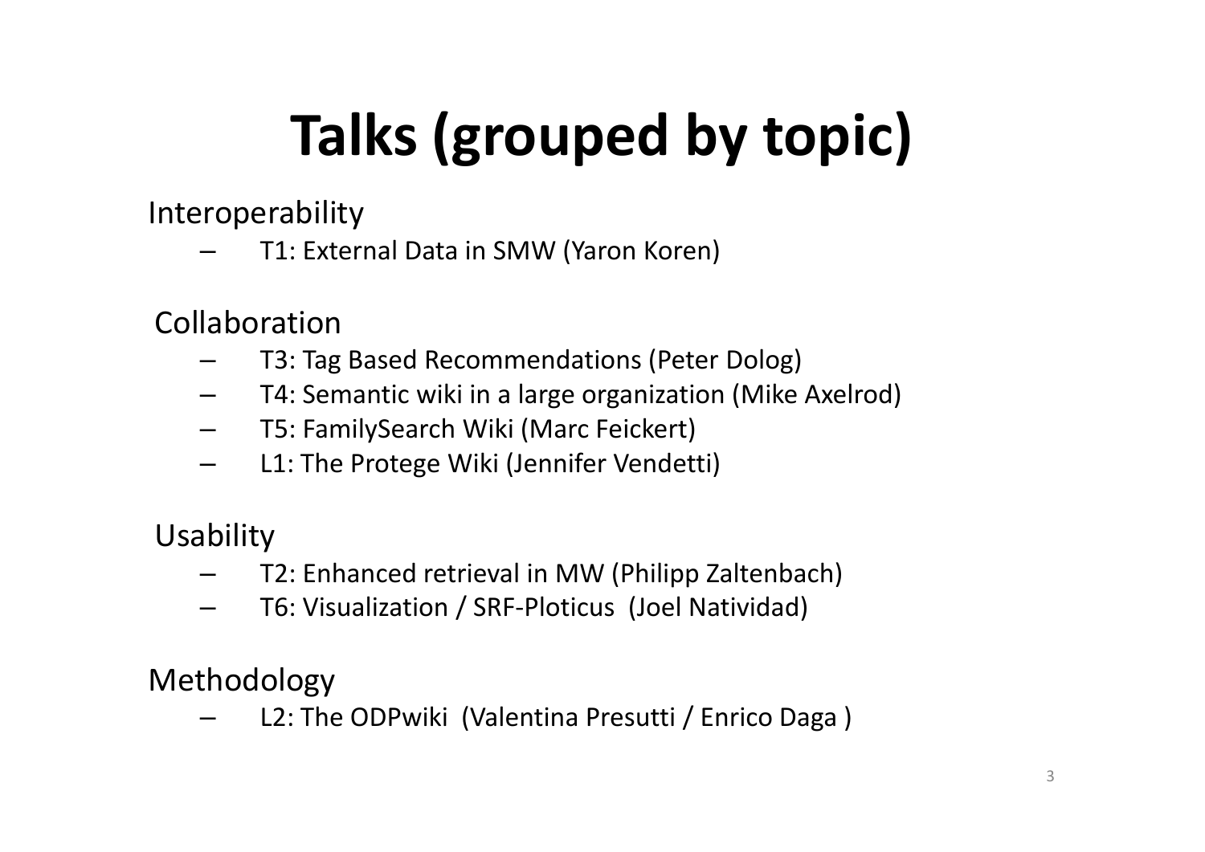# Talks (grouped by topic)

Interoperability

- T1: External Data in SMW (Yaron Koren)

Collaboration

- T3: Tag Based Recommendations (Peter Dolog)
- T4: Semantic wiki in a large organization (Mike Axelrod)
- T5: FamilySearch Wiki (Marc Feickert)
- L1: The Protege Wiki (Jennifer Vendetti)

Usability

- T2: Enhanced retrieval in MW (Philipp Zaltenbach)
- T6: Visualization / SRF-Ploticus (Joel Natividad)

Methodology

- L2: The ODPwiki (Valentina Presutti / Enrico Daga )